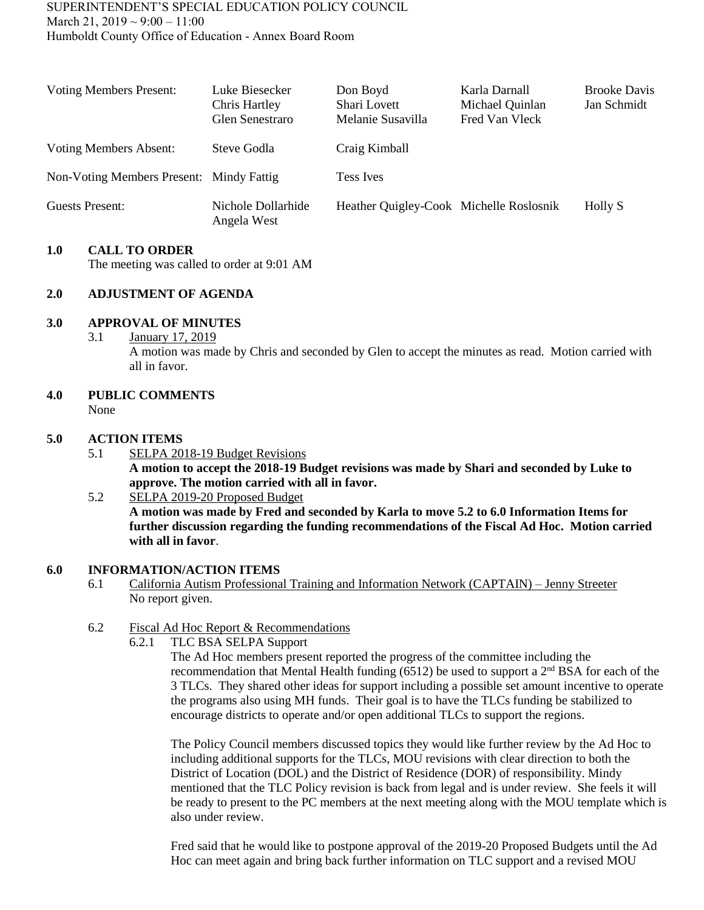SUPERINTENDENT'S SPECIAL EDUCATION POLICY COUNCIL
March 21, 2019 ~ 9:00 – 11:00
Humboldt County Office of Education - Annex Board Room

| | | | | |
|---|---|---|---|---|
| Voting Members Present: | Luke Biesecker<br>Chris Hartley<br>Glen Senestraro | Don Boyd<br>Shari Lovett<br>Melanie Susavilla | Karla Darnall<br>Michael Quinlan<br>Fred Van Vleck | Brooke Davis<br>Jan Schmidt |
| Voting Members Absent: | Steve Godla | Craig Kimball | | |
| Non-Voting Members Present: | Mindy Fattig | Tess Ives | | |
| Guests Present: | Nichole Dollarhide<br>Angela West | Heather Quigley-Cook | Michelle Roslosnik | Holly S |

**1.0 CALL TO ORDER**

The meeting was called to order at 9:01 AM

**2.0 ADJUSTMENT OF AGENDA**

**3.0 APPROVAL OF MINUTES**

3.1 January 17, 2019

A motion was made by Chris and seconded by Glen to accept the minutes as read. Motion carried with all in favor.

**4.0 PUBLIC COMMENTS**

None

**5.0 ACTION ITEMS**

5.1 SELPA 2018-19 Budget Revisions

**A motion to accept the 2018-19 Budget revisions was made by Shari and seconded by Luke to approve. The motion carried with all in favor.**

5.2 SELPA 2019-20 Proposed Budget

**A motion was made by Fred and seconded by Karla to move 5.2 to 6.0 Information Items for further discussion regarding the funding recommendations of the Fiscal Ad Hoc. Motion carried with all in favor**.

**6.0 INFORMATION/ACTION ITEMS**

6.1 California Autism Professional Training and Information Network (CAPTAIN) – Jenny Streeter

No report given.

6.2 Fiscal Ad Hoc Report & Recommendations

6.2.1 TLC BSA SELPA Support

The Ad Hoc members present reported the progress of the committee including the recommendation that Mental Health funding (6512) be used to support a 2nd BSA for each of the 3 TLCs. They shared other ideas for support including a possible set amount incentive to operate the programs also using MH funds. Their goal is to have the TLCs funding be stabilized to encourage districts to operate and/or open additional TLCs to support the regions.

The Policy Council members discussed topics they would like further review by the Ad Hoc to including additional supports for the TLCs, MOU revisions with clear direction to both the District of Location (DOL) and the District of Residence (DOR) of responsibility. Mindy mentioned that the TLC Policy revision is back from legal and is under review. She feels it will be ready to present to the PC members at the next meeting along with the MOU template which is also under review.

Fred said that he would like to postpone approval of the 2019-20 Proposed Budgets until the Ad Hoc can meet again and bring back further information on TLC support and a revised MOU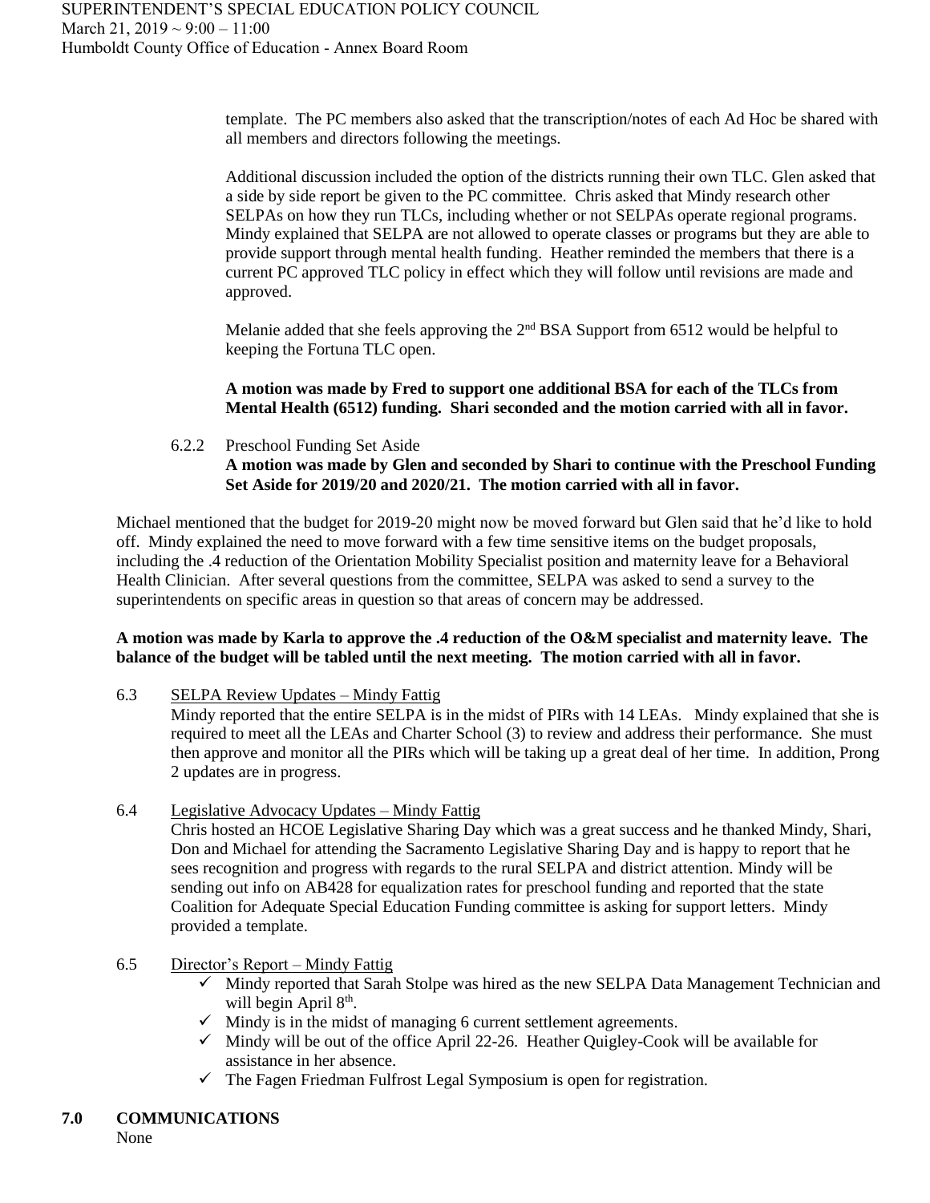template. The PC members also asked that the transcription/notes of each Ad Hoc be shared with all members and directors following the meetings.

Additional discussion included the option of the districts running their own TLC. Glen asked that a side by side report be given to the PC committee. Chris asked that Mindy research other SELPAs on how they run TLCs, including whether or not SELPAs operate regional programs. Mindy explained that SELPA are not allowed to operate classes or programs but they are able to provide support through mental health funding. Heather reminded the members that there is a current PC approved TLC policy in effect which they will follow until revisions are made and approved.

Melanie added that she feels approving the 2nd BSA Support from 6512 would be helpful to keeping the Fortuna TLC open.

**A motion was made by Fred to support one additional BSA for each of the TLCs from Mental Health (6512) funding. Shari seconded and the motion carried with all in favor.**

6.2.2 Preschool Funding Set Aside
**A motion was made by Glen and seconded by Shari to continue with the Preschool Funding Set Aside for 2019/20 and 2020/21. The motion carried with all in favor.**

Michael mentioned that the budget for 2019-20 might now be moved forward but Glen said that he'd like to hold off. Mindy explained the need to move forward with a few time sensitive items on the budget proposals, including the .4 reduction of the Orientation Mobility Specialist position and maternity leave for a Behavioral Health Clinician. After several questions from the committee, SELPA was asked to send a survey to the superintendents on specific areas in question so that areas of concern may be addressed.

**A motion was made by Karla to approve the .4 reduction of the O&M specialist and maternity leave. The balance of the budget will be tabled until the next meeting. The motion carried with all in favor.**

6.3 SELPA Review Updates – Mindy Fattig
Mindy reported that the entire SELPA is in the midst of PIRs with 14 LEAs. Mindy explained that she is required to meet all the LEAs and Charter School (3) to review and address their performance. She must then approve and monitor all the PIRs which will be taking up a great deal of her time. In addition, Prong 2 updates are in progress.

6.4 Legislative Advocacy Updates – Mindy Fattig
Chris hosted an HCOE Legislative Sharing Day which was a great success and he thanked Mindy, Shari, Don and Michael for attending the Sacramento Legislative Sharing Day and is happy to report that he sees recognition and progress with regards to the rural SELPA and district attention. Mindy will be sending out info on AB428 for equalization rates for preschool funding and reported that the state Coalition for Adequate Special Education Funding committee is asking for support letters. Mindy provided a template.

6.5 Director's Report – Mindy Fattig

- ✓ Mindy reported that Sarah Stolpe was hired as the new SELPA Data Management Technician and will begin April 8th.
- ✓ Mindy is in the midst of managing 6 current settlement agreements.
- ✓ Mindy will be out of the office April 22-26. Heather Quigley-Cook will be available for assistance in her absence.
- ✓ The Fagen Friedman Fulfrost Legal Symposium is open for registration.

## 7.0 COMMUNICATIONS

None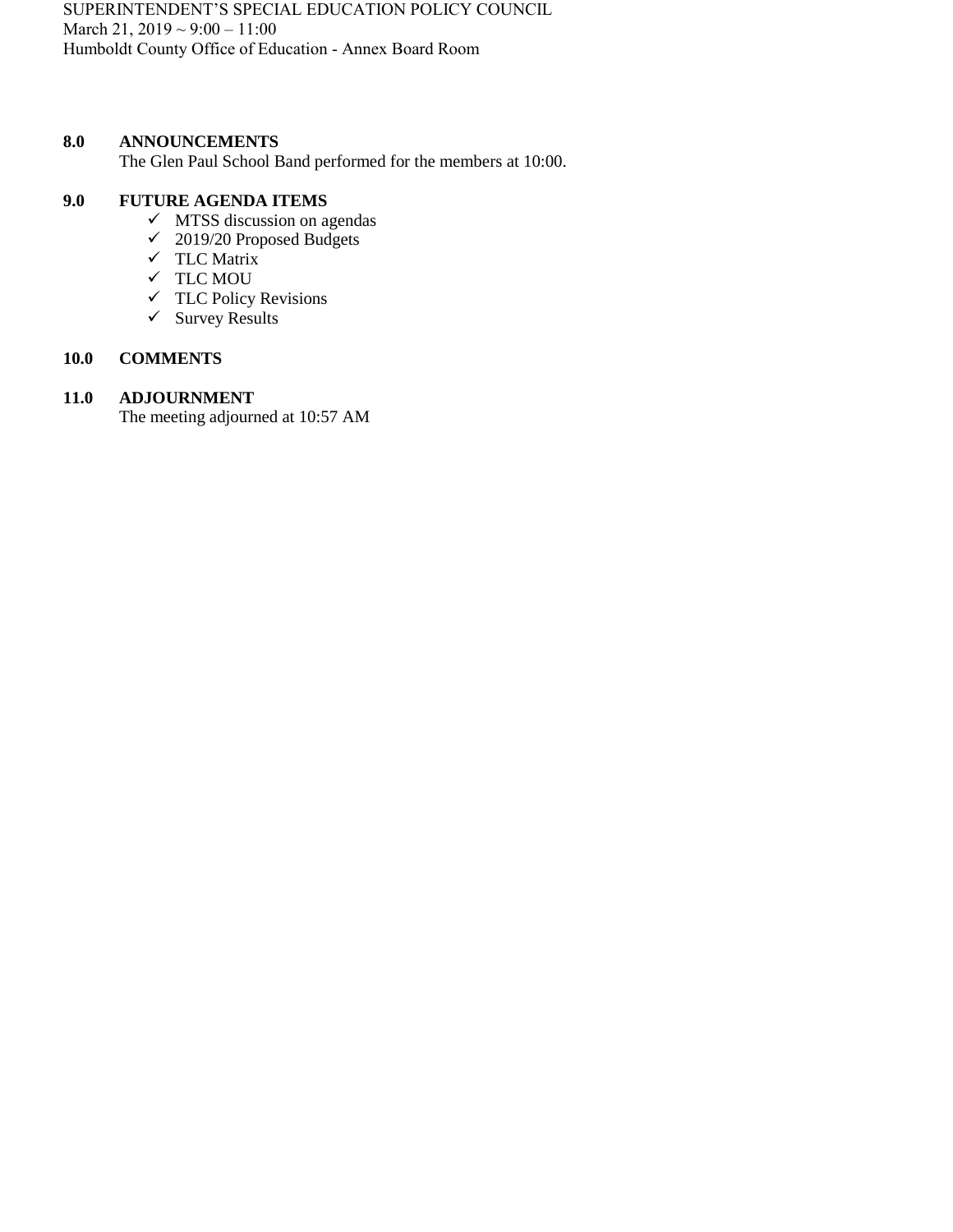## 8.0 ANNOUNCEMENTS

The Glen Paul School Band performed for the members at 10:00.

## 9.0 FUTURE AGENDA ITEMS

- ✓ MTSS discussion on agendas
- ✓ 2019/20 Proposed Budgets
- ✓ TLC Matrix
- ✓ TLC MOU
- ✓ TLC Policy Revisions
- ✓ Survey Results

## 10.0 COMMENTS

## 11.0 ADJOURNMENT

The meeting adjourned at 10:57 AM